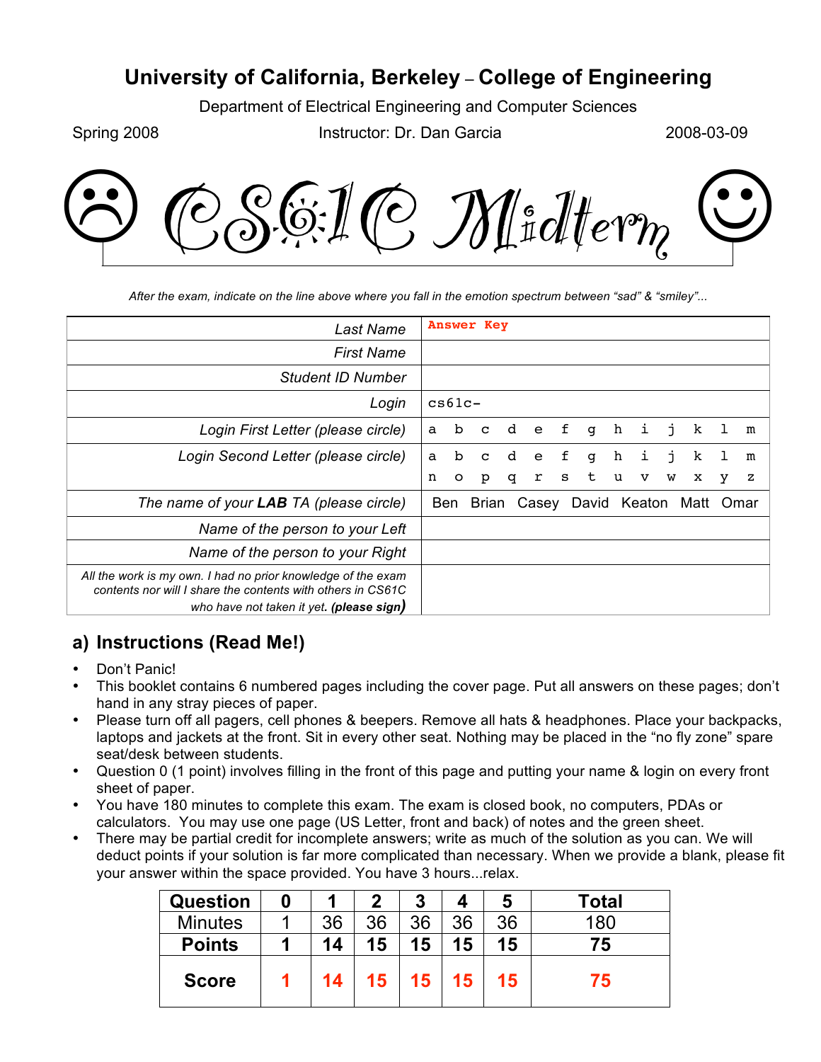# University of California, Berkeley – College of Engineering

Department of Electrical Engineering and Computer Sciences

Spring 2008 Instructor: Dr. Dan Garcia 2008-03-09

## CS61C Midterm

*After the exam, indicate on the line above where you fall in the emotion spectrum between "sad" & "smiley"...*

| | |
|---|---|
| *Last Name* | Answer Key |
| *First Name* | |
| *Student ID Number* | |
| *Login* | cs61c- |
| *Login First Letter (please circle)* | a b c d e f g h i j k l m |
| *Login Second Letter (please circle)* | a b c d e f g h i j k l m<br>n o p q r s t u v w x y z |
| *The name of your **LAB** TA (please circle)* | Ben Brian Casey David Keaton Matt Omar |
| *Name of the person to your Left* | |
| *Name of the person to your Right* | |
| *All the work is my own. I had no prior knowledge of the exam contents nor will I share the contents with others in CS61C who have not taken it yet. **(please sign)*** | |

## a) Instructions (Read Me!)

- Don't Panic!
- This booklet contains 6 numbered pages including the cover page. Put all answers on these pages; don't hand in any stray pieces of paper.
- Please turn off all pagers, cell phones & beepers. Remove all hats & headphones. Place your backpacks, laptops and jackets at the front. Sit in every other seat. Nothing may be placed in the "no fly zone" spare seat/desk between students.
- Question 0 (1 point) involves filling in the front of this page and putting your name & login on every front sheet of paper.
- You have 180 minutes to complete this exam. The exam is closed book, no computers, PDAs or calculators. You may use one page (US Letter, front and back) of notes and the green sheet.
- There may be partial credit for incomplete answers; write as much of the solution as you can. We will deduct points if your solution is far more complicated than necessary. When we provide a blank, please fit your answer within the space provided. You have 3 hours...relax.

| Question | 0 | 1 | 2 | 3 | 4 | 5 | Total |
|---|---|---|---|---|---|---|---|
| Minutes | 1 | 36 | 36 | 36 | 36 | 36 | 180 |
| **Points** | **1** | **14** | **15** | **15** | **15** | **15** | **75** |
| **Score** | 1 | 14 | 15 | 15 | 15 | 15 | 75 |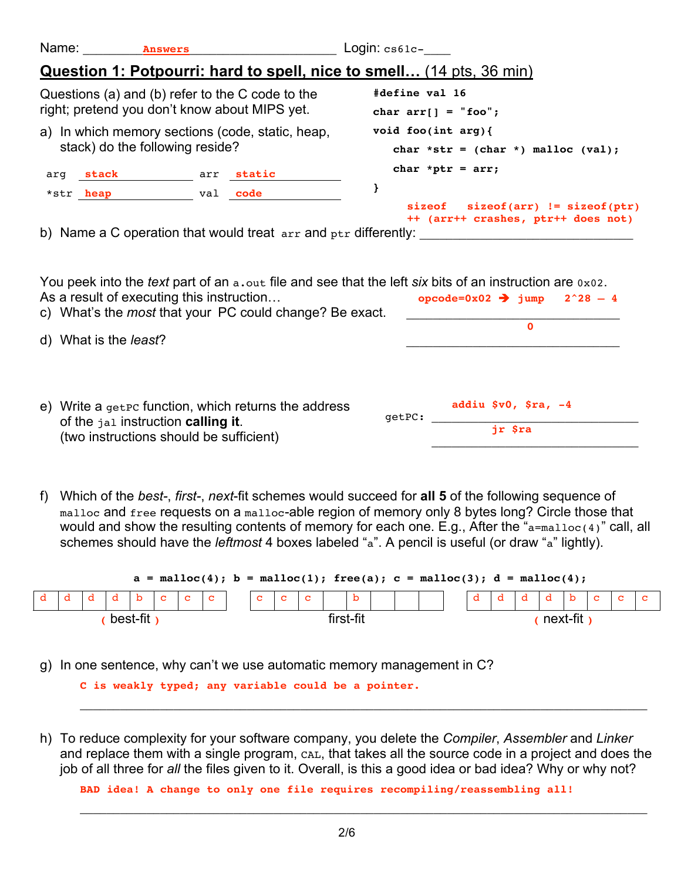Name: ___Answers___ Login: cs61c-____

## Question 1: Potpourri: hard to spell, nice to smell… (14 pts, 36 min)

Questions (a) and (b) refer to the C code to the right; pretend you don't know about MIPS yet.

```c
#define val 16
char arr[] = "foo";
void foo(int arg){
    char *str = (char *) malloc (val);
    char *ptr = arr;
}
```

a) In which memory sections (code, static, heap, stack) do the following reside?

arg ___**stack**___ arr ___**static**___

*str ___**heap**___ val ___**code**___

b) Name a C operation that would treat `arr` and `ptr` differently: ___**sizeof** **sizeof(arr) != sizeof(ptr)**; **++ (arr++ crashes, ptr++ does not)**___

You peek into the *text* part of an `a.out` file and see that the left *six* bits of an instruction are `0x02`. As a result of executing this instruction…

c) What's the *most* that your PC could change? Be exact. ___**opcode=0x02 → jump $2^{28} - 4$**___

d) What is the *least*? ___**0**___

e) Write a `getPC` function, which returns the address of the `jal` instruction **calling it**. (two instructions should be sufficient)

```
getPC:  addiu $v0, $ra, -4
        jr $ra
```

f) Which of the *best*-, *first*-, *next*-fit schemes would succeed for **all 5** of the following sequence of `malloc` and `free` requests on a `malloc`-able region of memory only 8 bytes long? Circle those that would and show the resulting contents of memory for each one. E.g., After the "`a=malloc(4)`" call, all schemes should have the *leftmost* 4 boxes labeled "`a`". A pencil is useful (or draw "`a`" lightly).

**a = malloc(4); b = malloc(1); free(a); c = malloc(3); d = malloc(4);**

| Scheme | 1 | 2 | 3 | 4 | 5 | 6 | 7 | 8 |
|---|---|---|---|---|---|---|---|---|
| ( best-fit ) | d | d | d | d | b | c | c | c |
| first-fit | c | c | c | | b | | | |
| ( next-fit ) | d | d | d | d | b | c | c | c |

g) In one sentence, why can't we use automatic memory management in C?

**C is weakly typed; any variable could be a pointer.**

h) To reduce complexity for your software company, you delete the *Compiler*, *Assembler* and *Linker* and replace them with a single program, `CAL`, that takes all the source code in a project and does the job of all three for *all* the files given to it. Overall, is this a good idea or bad idea? Why or why not?

**BAD idea! A change to only one file requires recompiling/reassembling all!**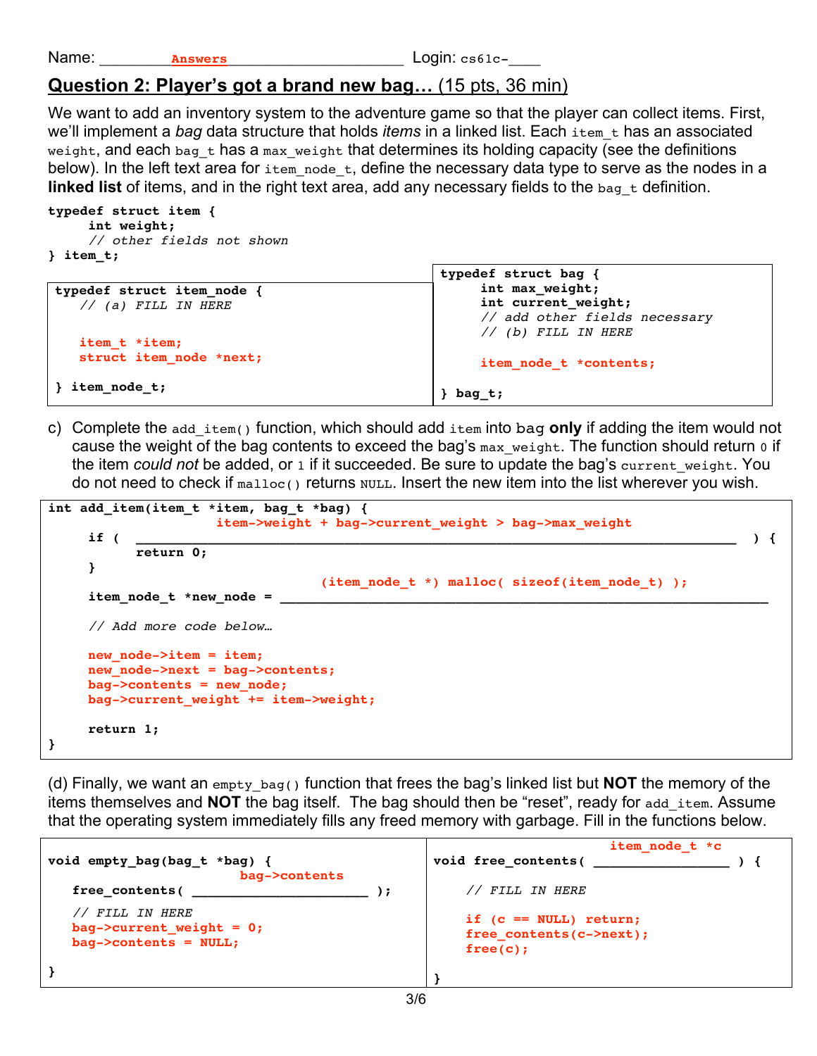Name: ____Answers____ Login: cs61c-____

## Question 2: Player's got a brand new bag… (15 pts, 36 min)

We want to add an inventory system to the adventure game so that the player can collect items. First, we'll implement a *bag* data structure that holds *items* in a linked list. Each `item_t` has an associated `weight`, and each `bag_t` has a `max_weight` that determines its holding capacity (see the definitions below). In the left text area for `item_node_t`, define the necessary data type to serve as the nodes in a **linked list** of items, and in the right text area, add any necessary fields to the `bag_t` definition.

```c
typedef struct item {
     int weight;
     // other fields not shown
} item_t;
```

```c
typedef struct item_node {
   // (a) FILL IN HERE

   item_t *item;
   struct item_node *next;

} item_node_t;
```

```c
typedef struct bag {
     int max_weight;
     int current_weight;
     // add other fields necessary
     // (b) FILL IN HERE

     item_node_t *contents;

} bag_t;
```

c) Complete the `add_item()` function, which should add `item` into `bag` **only** if adding the item would not cause the weight of the bag contents to exceed the bag's `max_weight`. The function should return `0` if the item *could not* be added, or `1` if it succeeded. Be sure to update the bag's `current_weight`. You do not need to check if `malloc()` returns `NULL`. Insert the new item into the list wherever you wish.

```c
int add_item(item_t *item, bag_t *bag) {
     if ( item->weight + bag->current_weight > bag->max_weight ) {
          return 0;
     }
     item_node_t *new_node = (item_node_t *) malloc( sizeof(item_node_t) );

     // Add more code below…

     new_node->item = item;
     new_node->next = bag->contents;
     bag->contents = new_node;
     bag->current_weight += item->weight;

     return 1;
}
```

(d) Finally, we want an `empty_bag()` function that frees the bag's linked list but **NOT** the memory of the items themselves and **NOT** the bag itself. The bag should then be "reset", ready for `add_item`. Assume that the operating system immediately fills any freed memory with garbage. Fill in the functions below.

```c
void empty_bag(bag_t *bag) {
   free_contents( bag->contents );

   // FILL IN HERE
   bag->current_weight = 0;
   bag->contents = NULL;

}
```

```c
void free_contents( item_node_t *c ) {

    // FILL IN HERE

    if (c == NULL) return;
    free_contents(c->next);
    free(c);

}
```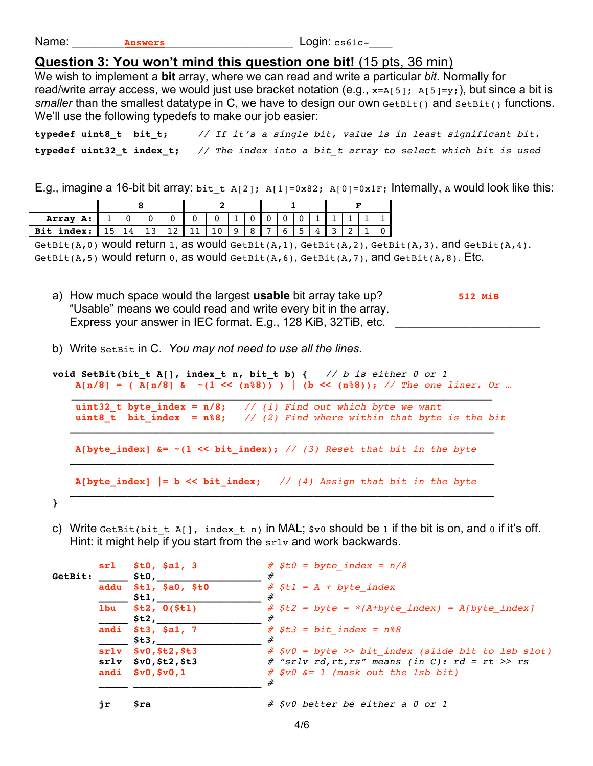Name: ____Answers____ Login: cs61c-____

## Question 3: You won't mind this question one bit! (15 pts, 36 min)

We wish to implement a **bit** array, where we can read and write a particular *bit*. Normally for read/write array access, we would just use bracket notation (e.g., `x=A[5]; A[5]=y;`), but since a bit is *smaller* than the smallest datatype in C, we have to design our own `GetBit()` and `SetBit()` functions. We'll use the following typedefs to make our job easier:

```
typedef uint8_t  bit_t;     // If it's a single bit, value is in least significant bit.
typedef uint32_t index_t;   // The index into a bit_t array to select which bit is used
```

E.g., imagine a 16-bit bit array: `bit_t A[2]; A[1]=0x82; A[0]=0x1F;` Internally, `A` would look like this:

| | 8 | | | | 2 | | | | 1 | | | | F | | | |
|---|---|---|---|---|---|---|---|---|---|---|---|---|---|---|---|---|
| **Array A:** | 1 | 0 | 0 | 0 | 0 | 0 | 1 | 0 | 0 | 0 | 0 | 1 | 1 | 1 | 1 | 1 |
| **Bit index:** | 15 | 14 | 13 | 12 | 11 | 10 | 9 | 8 | 7 | 6 | 5 | 4 | 3 | 2 | 1 | 0 |

`GetBit(A,0)` would return `1`, as would `GetBit(A,1)`, `GetBit(A,2)`, `GetBit(A,3)`, and `GetBit(A,4)`.
`GetBit(A,5)` would return `0`, as would `GetBit(A,6)`, `GetBit(A,7)`, and `GetBit(A,8)`. Etc.

a) How much space would the largest **usable** bit array take up? "Usable" means we could read and write every bit in the array. Express your answer in IEC format. E.g., 128 KiB, 32TiB, etc. ____**512 MiB**____

b) Write `SetBit` in C. *You may not need to use all the lines.*

```
void SetBit(bit_t A[], index_t n, bit_t b) {   // b is either 0 or 1
    A[n/8] = ( A[n/8] &  ~(1 << (n%8)) ) | (b << (n%8)); // The one liner. Or …

    uint32_t byte_index = n/8;    // (1) Find out which byte we want
    uint8_t  bit_index  = n%8;    // (2) Find where within that byte is the bit

    A[byte_index] &= ~(1 << bit_index); // (3) Reset that bit in the byte

    A[byte_index] |= b << bit_index;    // (4) Assign that bit in the byte
}
```

c) Write `GetBit(bit_t A[], index_t n)` in MAL; `$v0` should be `1` if the bit is on, and `0` if it's off. Hint: it might help if you start from the `srlv` and work backwards.

```
GetBit: srl   $t0, $a1, 3          # $t0 = byte_index = n/8
        addu  $t1, $a0, $t0        # $t1 = A + byte_index
        lbu   $t2, 0($t1)          # $t2 = byte = *(A+byte_index) = A[byte_index]
        andi  $t3, $a1, 7          # $t3 = bit_index = n%8
        srlv  $v0,$t2,$t3          # $v0 = byte >> bit_index (slide bit to lsb slot)
        srlv  $v0,$t2,$t3          # "srlv rd,rt,rs" means (in C): rd = rt >> rs
        andi  $v0,$v0,1            # $v0 &= 1 (mask out the lsb bit)

        jr    $ra                  # $v0 better be either a 0 or 1
```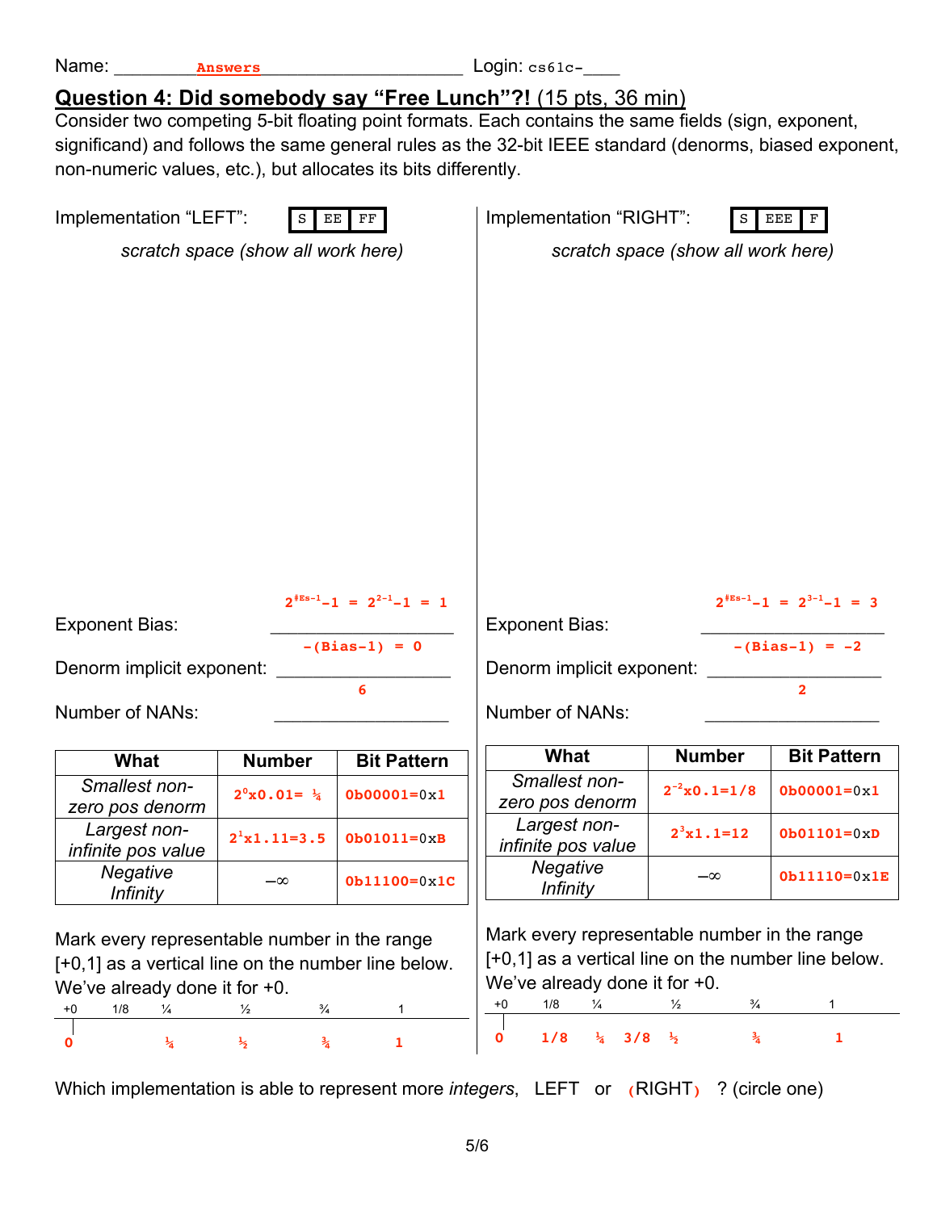Name: ________**Answers**____________________ Login: cs61c-____

## Question 4: Did somebody say "Free Lunch"?! (15 pts, 36 min)

Consider two competing 5-bit floating point formats. Each contains the same fields (sign, exponent, significand) and follows the same general rules as the 32-bit IEEE standard (denorms, biased exponent, non-numeric values, etc.), but allocates its bits differently.

### Implementation "LEFT": | S | EE | FF |

*scratch space (show all work here)*

Exponent Bias: $2^{\#Es-1}-1 = 2^{2-1}-1 = 1$

Denorm implicit exponent: $-(Bias-1) = 0$

Number of NANs: 6

| What | Number | Bit Pattern |
|---|---|---|
| *Smallest non-zero pos denorm* | $2^0$x0.01= ¼ | 0b00001=0x1 |
| *Largest non-infinite pos value* | $2^1$x1.11=3.5 | 0b01011=0xB |
| *Negative Infinity* | –∞ | 0b11100=0x1C |

Mark every representable number in the range [+0,1] as a vertical line on the number line below. We've already done it for +0.

Number line marks: 0, ¼, ½, ¾, 1

### Implementation "RIGHT": | S | EEE | F |

*scratch space (show all work here)*

Exponent Bias: $2^{\#Es-1}-1 = 2^{3-1}-1 = 3$

Denorm implicit exponent: $-(Bias-1) = -2$

Number of NANs: 2

| What | Number | Bit Pattern |
|---|---|---|
| *Smallest non-zero pos denorm* | $2^{-2}$x0.1=1/8 | 0b00001=0x1 |
| *Largest non-infinite pos value* | $2^3$x1.1=12 | 0b01101=0xD |
| *Negative Infinity* | –∞ | 0b11110=0x1E |

Mark every representable number in the range [+0,1] as a vertical line on the number line below. We've already done it for +0.

Number line marks: 0, 1/8, ¼, 3/8, ½, ¾, 1

Which implementation is able to represent more *integers*, LEFT or (RIGHT) ? (circle one)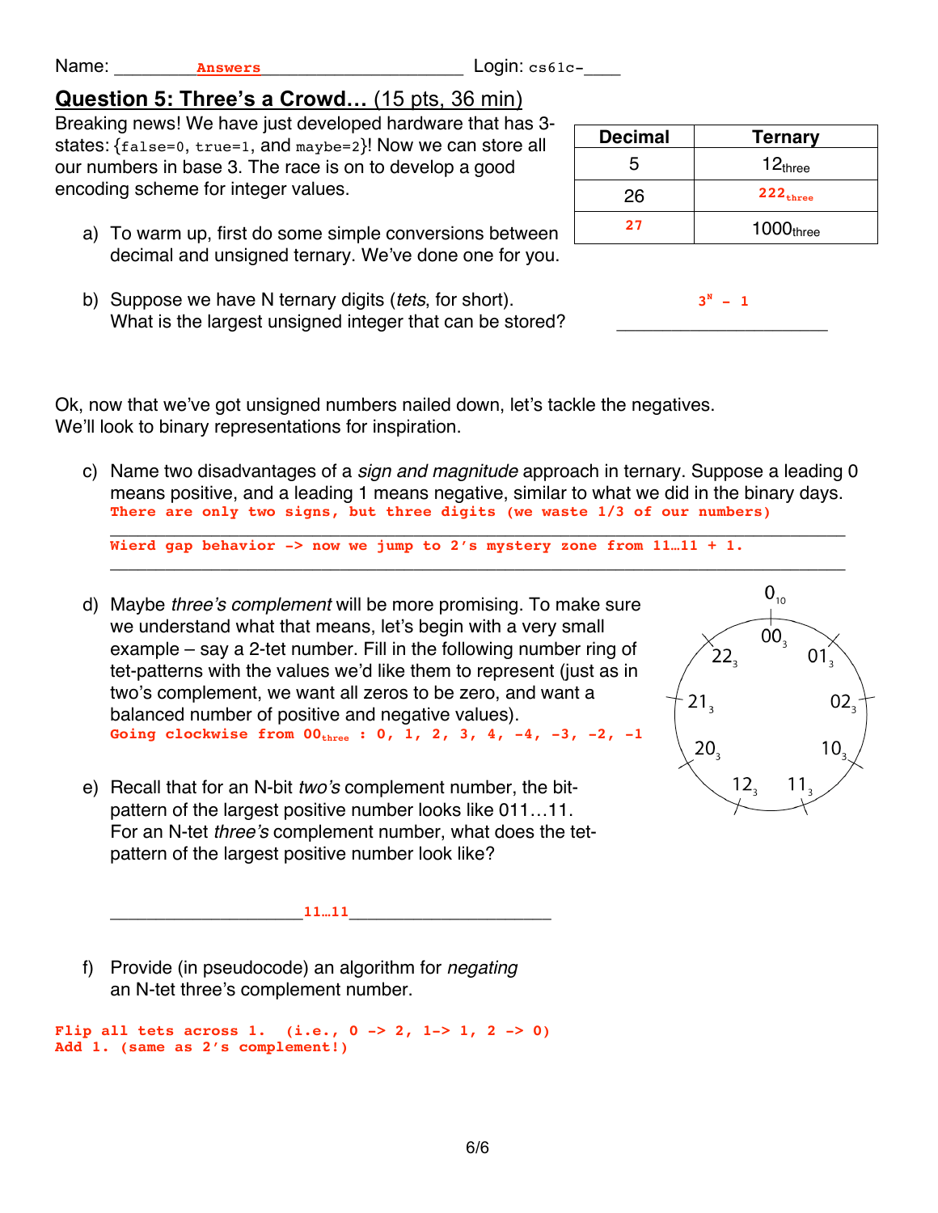Name: Answers Login: cs61c-____

## Question 5: Three's a Crowd… (15 pts, 36 min)

Breaking news! We have just developed hardware that has 3-states: {`false=0`, `true=1`, and `maybe=2`}! Now we can store all our numbers in base 3. The race is on to develop a good encoding scheme for integer values.

| Decimal | Ternary |
|---|---|
| 5 | $12_{three}$ |
| 26 | $222_{three}$ |
| 27 | $1000_{three}$ |

a) To warm up, first do some simple conversions between decimal and unsigned ternary. We've done one for you.

b) Suppose we have N ternary digits (*tets*, for short). What is the largest unsigned integer that can be stored? $3^N - 1$

Ok, now that we've got unsigned numbers nailed down, let's tackle the negatives. We'll look to binary representations for inspiration.

c) Name two disadvantages of a *sign and magnitude* approach in ternary. Suppose a leading 0 means positive, and a leading 1 means negative, similar to what we did in the binary days.

There are only two signs, but three digits (we waste 1/3 of our numbers)

Wierd gap behavior -> now we jump to 2's mystery zone from 11…11 + 1.

d) Maybe *three's complement* will be more promising. To make sure we understand what that means, let's begin with a very small example – say a 2-tet number. Fill in the following number ring of tet-patterns with the values we'd like them to represent (just as in two's complement, we want all zeros to be zero, and want a balanced number of positive and negative values).

Going clockwise from $00_{three}$ : 0, 1, 2, 3, 4, -4, -3, -2, -1

$0_{10}$

$00_3$, $01_3$, $02_3$, $10_3$, $11_3$, $12_3$, $20_3$, $21_3$, $22_3$

e) Recall that for an N-bit *two's* complement number, the bit-pattern of the largest positive number looks like 011…11. For an N-tet *three's* complement number, what does the tet-pattern of the largest positive number look like?

11…11

f) Provide (in pseudocode) an algorithm for *negating* an N-tet three's complement number.

```
Flip all tets across 1.  (i.e., 0 -> 2, 1-> 1, 2 -> 0)
Add 1. (same as 2's complement!)
```